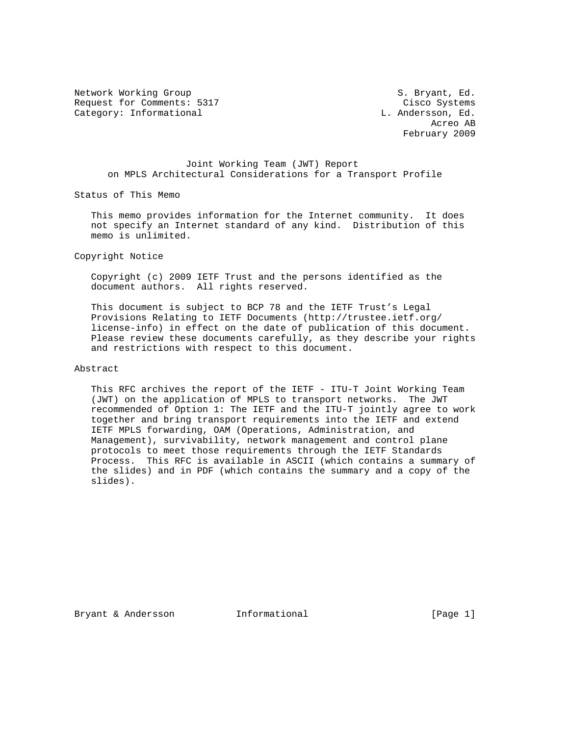Network Working Group S. Bryant, Ed.
Request for Comments: 5317 Cisco Systems
Category: Informational L. Andersson, Ed.
Acreo AB
February 2009

# Joint Working Team (JWT) Report on MPLS Architectural Considerations for a Transport Profile

## Status of This Memo

This memo provides information for the Internet community. It does not specify an Internet standard of any kind. Distribution of this memo is unlimited.

## Copyright Notice

Copyright (c) 2009 IETF Trust and the persons identified as the document authors. All rights reserved.

This document is subject to BCP 78 and the IETF Trust's Legal Provisions Relating to IETF Documents (http://trustee.ietf.org/license-info) in effect on the date of publication of this document. Please review these documents carefully, as they describe your rights and restrictions with respect to this document.

## Abstract

This RFC archives the report of the IETF - ITU-T Joint Working Team (JWT) on the application of MPLS to transport networks. The JWT recommended of Option 1: The IETF and the ITU-T jointly agree to work together and bring transport requirements into the IETF and extend IETF MPLS forwarding, OAM (Operations, Administration, and Management), survivability, network management and control plane protocols to meet those requirements through the IETF Standards Process. This RFC is available in ASCII (which contains a summary of the slides) and in PDF (which contains the summary and a copy of the slides).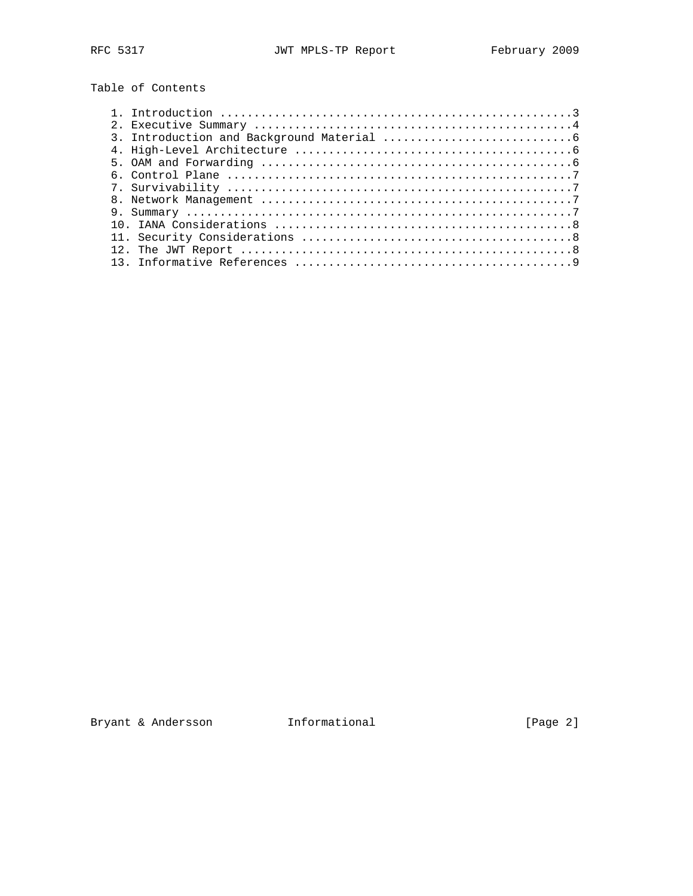## Table of Contents

1. Introduction ....................................................3
2. Executive Summary ...............................................4
3. Introduction and Background Material ............................6
4. High-Level Architecture .........................................6
5. OAM and Forwarding ..............................................6
6. Control Plane ...................................................7
7. Survivability ...................................................7
8. Network Management ..............................................7
9. Summary .........................................................7
10. IANA Considerations ............................................8
11. Security Considerations ........................................8
12. The JWT Report .................................................8
13. Informative References .........................................9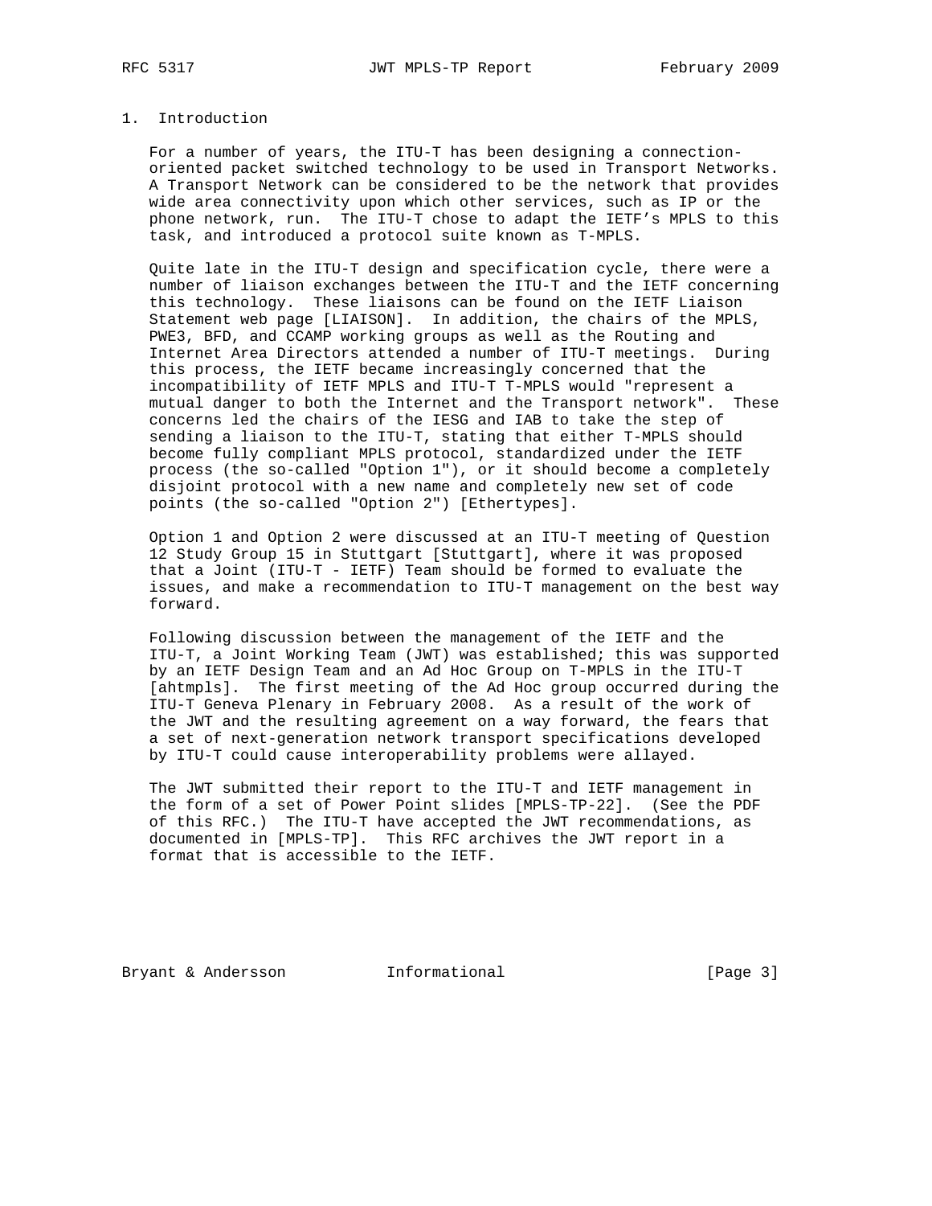## 1. Introduction

For a number of years, the ITU-T has been designing a connection-oriented packet switched technology to be used in Transport Networks. A Transport Network can be considered to be the network that provides wide area connectivity upon which other services, such as IP or the phone network, run. The ITU-T chose to adapt the IETF's MPLS to this task, and introduced a protocol suite known as T-MPLS.

Quite late in the ITU-T design and specification cycle, there were a number of liaison exchanges between the ITU-T and the IETF concerning this technology. These liaisons can be found on the IETF Liaison Statement web page [LIAISON]. In addition, the chairs of the MPLS, PWE3, BFD, and CCAMP working groups as well as the Routing and Internet Area Directors attended a number of ITU-T meetings. During this process, the IETF became increasingly concerned that the incompatibility of IETF MPLS and ITU-T T-MPLS would "represent a mutual danger to both the Internet and the Transport network". These concerns led the chairs of the IESG and IAB to take the step of sending a liaison to the ITU-T, stating that either T-MPLS should become fully compliant MPLS protocol, standardized under the IETF process (the so-called "Option 1"), or it should become a completely disjoint protocol with a new name and completely new set of code points (the so-called "Option 2") [Ethertypes].

Option 1 and Option 2 were discussed at an ITU-T meeting of Question 12 Study Group 15 in Stuttgart [Stuttgart], where it was proposed that a Joint (ITU-T - IETF) Team should be formed to evaluate the issues, and make a recommendation to ITU-T management on the best way forward.

Following discussion between the management of the IETF and the ITU-T, a Joint Working Team (JWT) was established; this was supported by an IETF Design Team and an Ad Hoc Group on T-MPLS in the ITU-T [ahtmpls]. The first meeting of the Ad Hoc group occurred during the ITU-T Geneva Plenary in February 2008. As a result of the work of the JWT and the resulting agreement on a way forward, the fears that a set of next-generation network transport specifications developed by ITU-T could cause interoperability problems were allayed.

The JWT submitted their report to the ITU-T and IETF management in the form of a set of Power Point slides [MPLS-TP-22]. (See the PDF of this RFC.) The ITU-T have accepted the JWT recommendations, as documented in [MPLS-TP]. This RFC archives the JWT report in a format that is accessible to the IETF.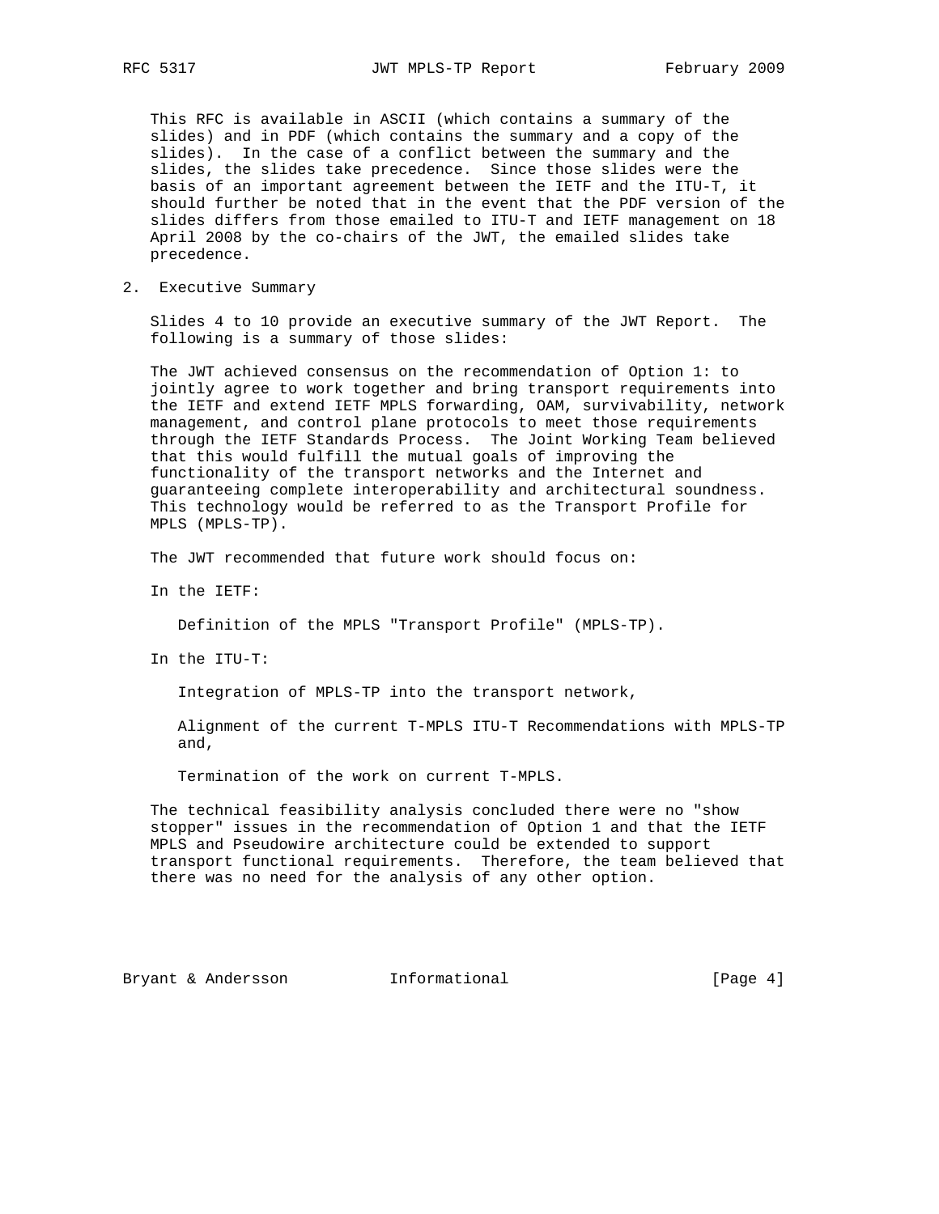This RFC is available in ASCII (which contains a summary of the slides) and in PDF (which contains the summary and a copy of the slides). In the case of a conflict between the summary and the slides, the slides take precedence. Since those slides were the basis of an important agreement between the IETF and the ITU-T, it should further be noted that in the event that the PDF version of the slides differs from those emailed to ITU-T and IETF management on 18 April 2008 by the co-chairs of the JWT, the emailed slides take precedence.

## 2. Executive Summary

Slides 4 to 10 provide an executive summary of the JWT Report. The following is a summary of those slides:

The JWT achieved consensus on the recommendation of Option 1: to jointly agree to work together and bring transport requirements into the IETF and extend IETF MPLS forwarding, OAM, survivability, network management, and control plane protocols to meet those requirements through the IETF Standards Process. The Joint Working Team believed that this would fulfill the mutual goals of improving the functionality of the transport networks and the Internet and guaranteeing complete interoperability and architectural soundness. This technology would be referred to as the Transport Profile for MPLS (MPLS-TP).

The JWT recommended that future work should focus on:

In the IETF:

> Definition of the MPLS "Transport Profile" (MPLS-TP).

In the ITU-T:

> Integration of MPLS-TP into the transport network,
>
> Alignment of the current T-MPLS ITU-T Recommendations with MPLS-TP and,
>
> Termination of the work on current T-MPLS.

The technical feasibility analysis concluded there were no "show stopper" issues in the recommendation of Option 1 and that the IETF MPLS and Pseudowire architecture could be extended to support transport functional requirements. Therefore, the team believed that there was no need for the analysis of any other option.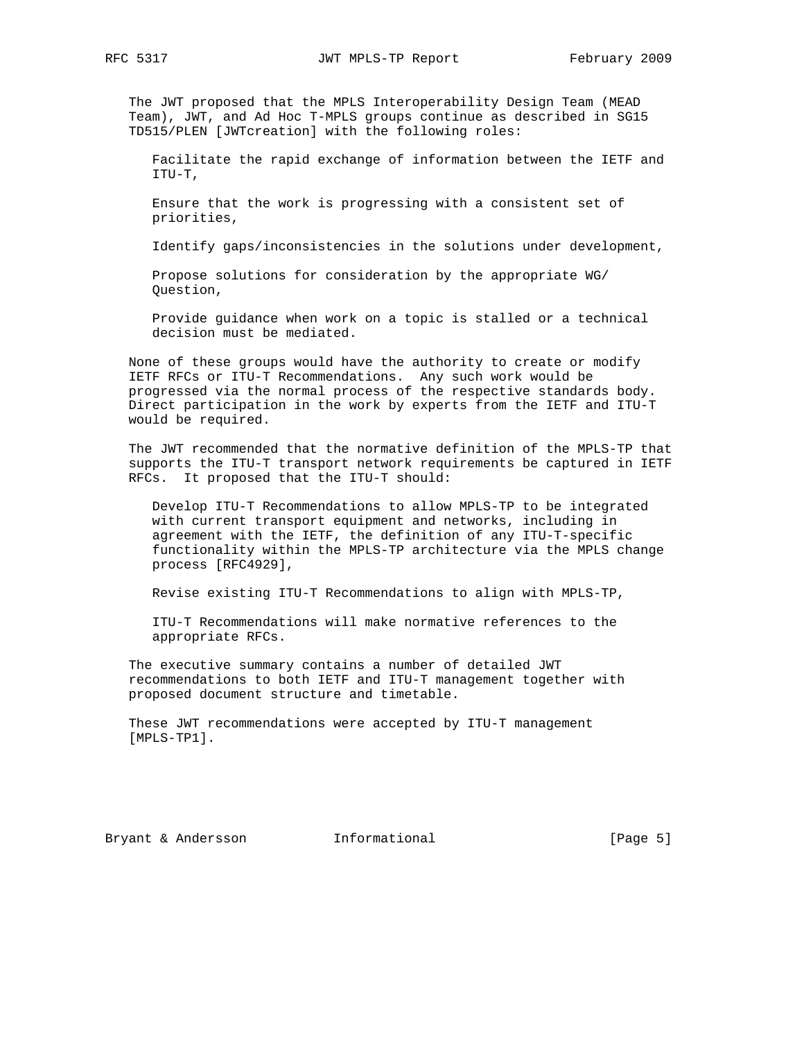The JWT proposed that the MPLS Interoperability Design Team (MEAD Team), JWT, and Ad Hoc T-MPLS groups continue as described in SG15 TD515/PLEN [JWTcreation] with the following roles:

Facilitate the rapid exchange of information between the IETF and ITU-T,

Ensure that the work is progressing with a consistent set of priorities,

Identify gaps/inconsistencies in the solutions under development,

Propose solutions for consideration by the appropriate WG/ Question,

Provide guidance when work on a topic is stalled or a technical decision must be mediated.

None of these groups would have the authority to create or modify IETF RFCs or ITU-T Recommendations. Any such work would be progressed via the normal process of the respective standards body. Direct participation in the work by experts from the IETF and ITU-T would be required.

The JWT recommended that the normative definition of the MPLS-TP that supports the ITU-T transport network requirements be captured in IETF RFCs. It proposed that the ITU-T should:

Develop ITU-T Recommendations to allow MPLS-TP to be integrated with current transport equipment and networks, including in agreement with the IETF, the definition of any ITU-T-specific functionality within the MPLS-TP architecture via the MPLS change process [RFC4929],

Revise existing ITU-T Recommendations to align with MPLS-TP,

ITU-T Recommendations will make normative references to the appropriate RFCs.

The executive summary contains a number of detailed JWT recommendations to both IETF and ITU-T management together with proposed document structure and timetable.

These JWT recommendations were accepted by ITU-T management [MPLS-TP1].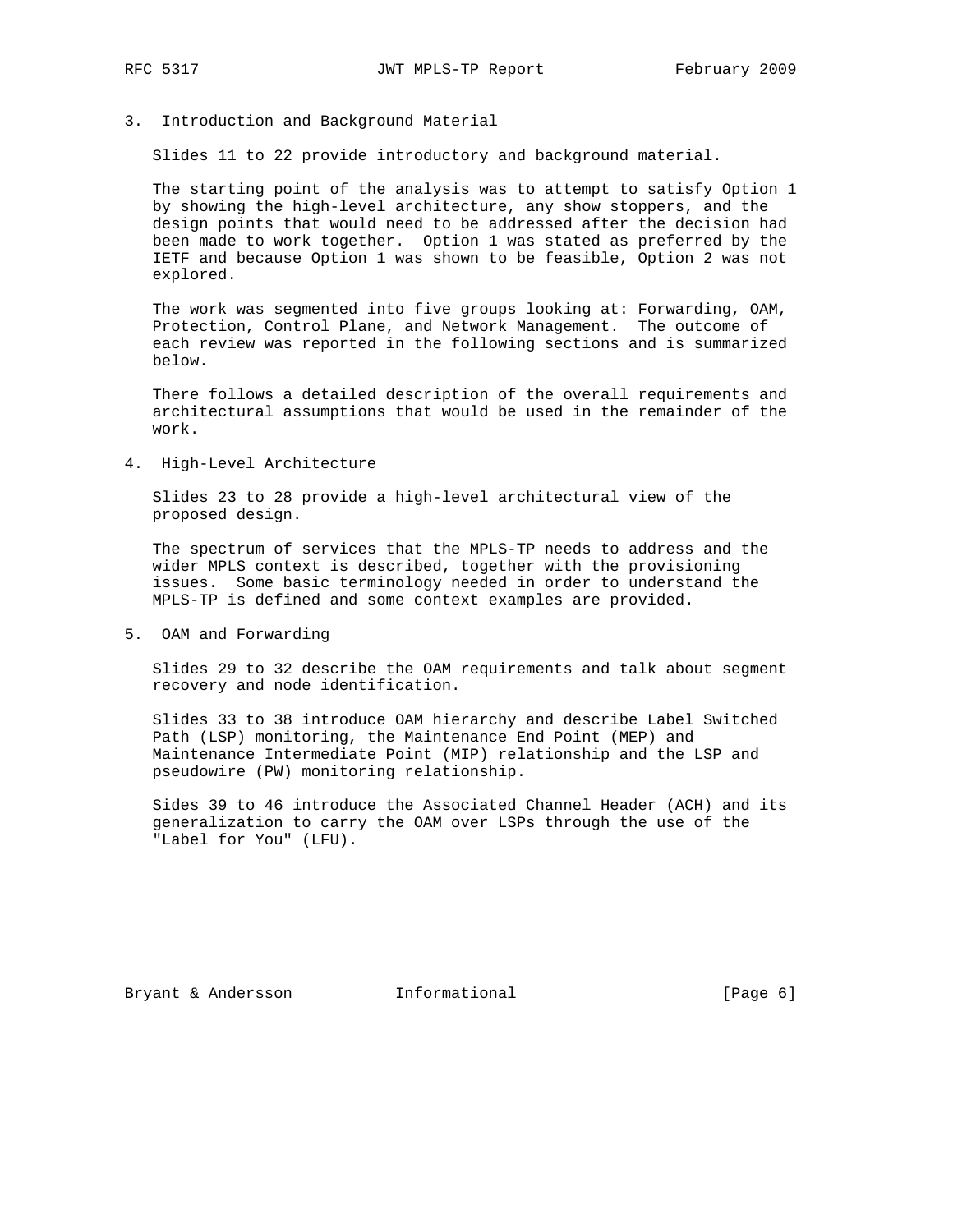## 3. Introduction and Background Material

Slides 11 to 22 provide introductory and background material.

The starting point of the analysis was to attempt to satisfy Option 1 by showing the high-level architecture, any show stoppers, and the design points that would need to be addressed after the decision had been made to work together. Option 1 was stated as preferred by the IETF and because Option 1 was shown to be feasible, Option 2 was not explored.

The work was segmented into five groups looking at: Forwarding, OAM, Protection, Control Plane, and Network Management. The outcome of each review was reported in the following sections and is summarized below.

There follows a detailed description of the overall requirements and architectural assumptions that would be used in the remainder of the work.

## 4. High-Level Architecture

Slides 23 to 28 provide a high-level architectural view of the proposed design.

The spectrum of services that the MPLS-TP needs to address and the wider MPLS context is described, together with the provisioning issues. Some basic terminology needed in order to understand the MPLS-TP is defined and some context examples are provided.

## 5. OAM and Forwarding

Slides 29 to 32 describe the OAM requirements and talk about segment recovery and node identification.

Slides 33 to 38 introduce OAM hierarchy and describe Label Switched Path (LSP) monitoring, the Maintenance End Point (MEP) and Maintenance Intermediate Point (MIP) relationship and the LSP and pseudowire (PW) monitoring relationship.

Sides 39 to 46 introduce the Associated Channel Header (ACH) and its generalization to carry the OAM over LSPs through the use of the "Label for You" (LFU).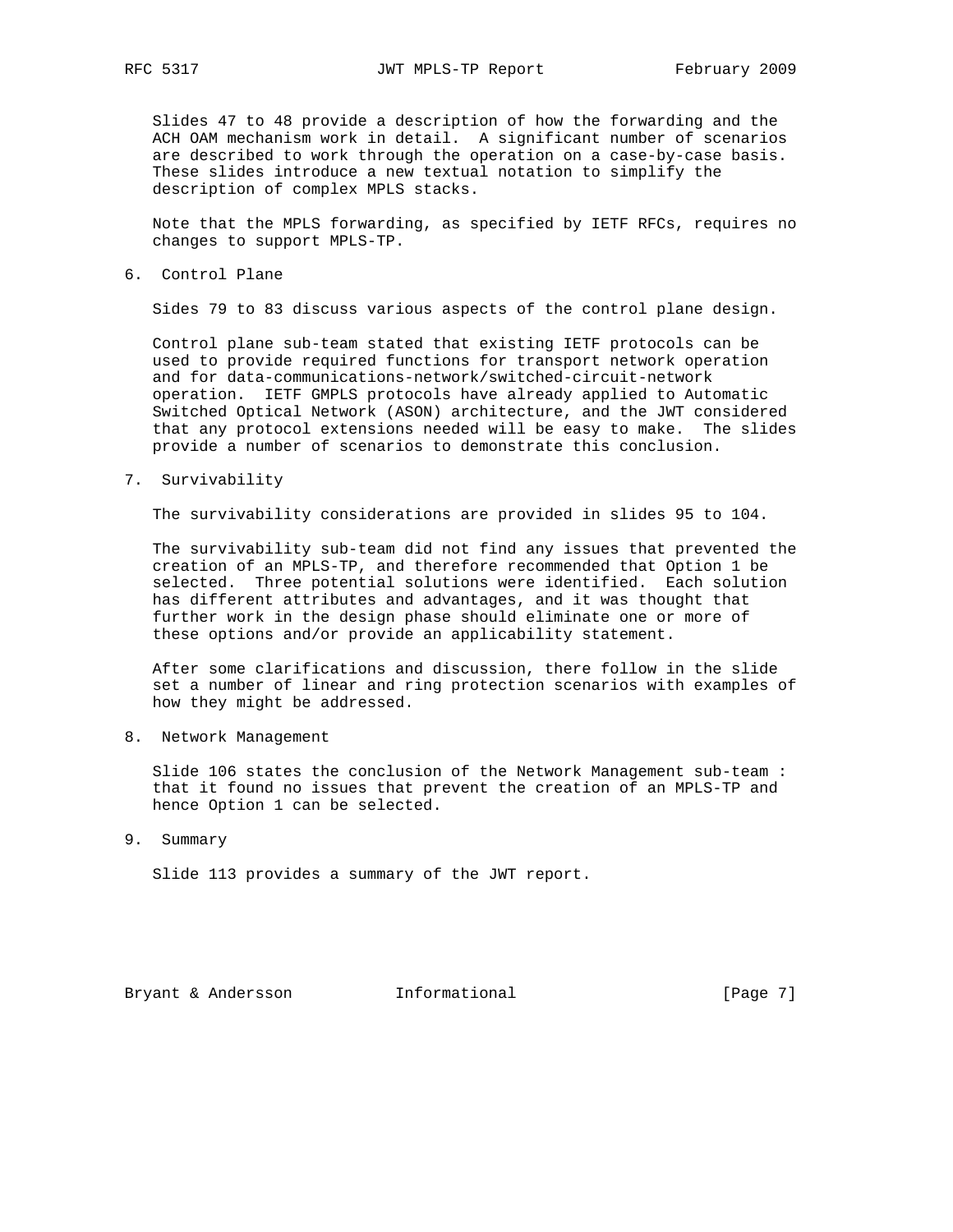Slides 47 to 48 provide a description of how the forwarding and the ACH OAM mechanism work in detail. A significant number of scenarios are described to work through the operation on a case-by-case basis. These slides introduce a new textual notation to simplify the description of complex MPLS stacks.

Note that the MPLS forwarding, as specified by IETF RFCs, requires no changes to support MPLS-TP.

## 6. Control Plane

Sides 79 to 83 discuss various aspects of the control plane design.

Control plane sub-team stated that existing IETF protocols can be used to provide required functions for transport network operation and for data-communications-network/switched-circuit-network operation. IETF GMPLS protocols have already applied to Automatic Switched Optical Network (ASON) architecture, and the JWT considered that any protocol extensions needed will be easy to make. The slides provide a number of scenarios to demonstrate this conclusion.

## 7. Survivability

The survivability considerations are provided in slides 95 to 104.

The survivability sub-team did not find any issues that prevented the creation of an MPLS-TP, and therefore recommended that Option 1 be selected. Three potential solutions were identified. Each solution has different attributes and advantages, and it was thought that further work in the design phase should eliminate one or more of these options and/or provide an applicability statement.

After some clarifications and discussion, there follow in the slide set a number of linear and ring protection scenarios with examples of how they might be addressed.

## 8. Network Management

Slide 106 states the conclusion of the Network Management sub-team : that it found no issues that prevent the creation of an MPLS-TP and hence Option 1 can be selected.

## 9. Summary

Slide 113 provides a summary of the JWT report.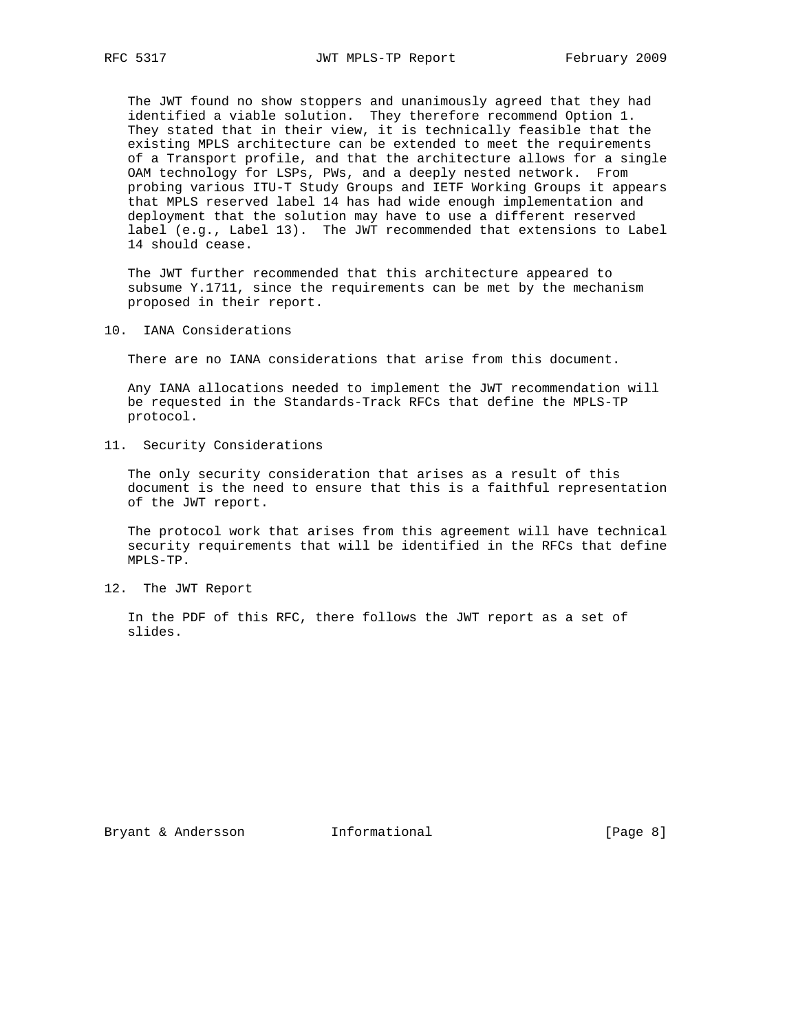The JWT found no show stoppers and unanimously agreed that they had identified a viable solution. They therefore recommend Option 1. They stated that in their view, it is technically feasible that the existing MPLS architecture can be extended to meet the requirements of a Transport profile, and that the architecture allows for a single OAM technology for LSPs, PWs, and a deeply nested network. From probing various ITU-T Study Groups and IETF Working Groups it appears that MPLS reserved label 14 has had wide enough implementation and deployment that the solution may have to use a different reserved label (e.g., Label 13). The JWT recommended that extensions to Label 14 should cease.

The JWT further recommended that this architecture appeared to subsume Y.1711, since the requirements can be met by the mechanism proposed in their report.

## 10. IANA Considerations

There are no IANA considerations that arise from this document.

Any IANA allocations needed to implement the JWT recommendation will be requested in the Standards-Track RFCs that define the MPLS-TP protocol.

## 11. Security Considerations

The only security consideration that arises as a result of this document is the need to ensure that this is a faithful representation of the JWT report.

The protocol work that arises from this agreement will have technical security requirements that will be identified in the RFCs that define MPLS-TP.

## 12. The JWT Report

In the PDF of this RFC, there follows the JWT report as a set of slides.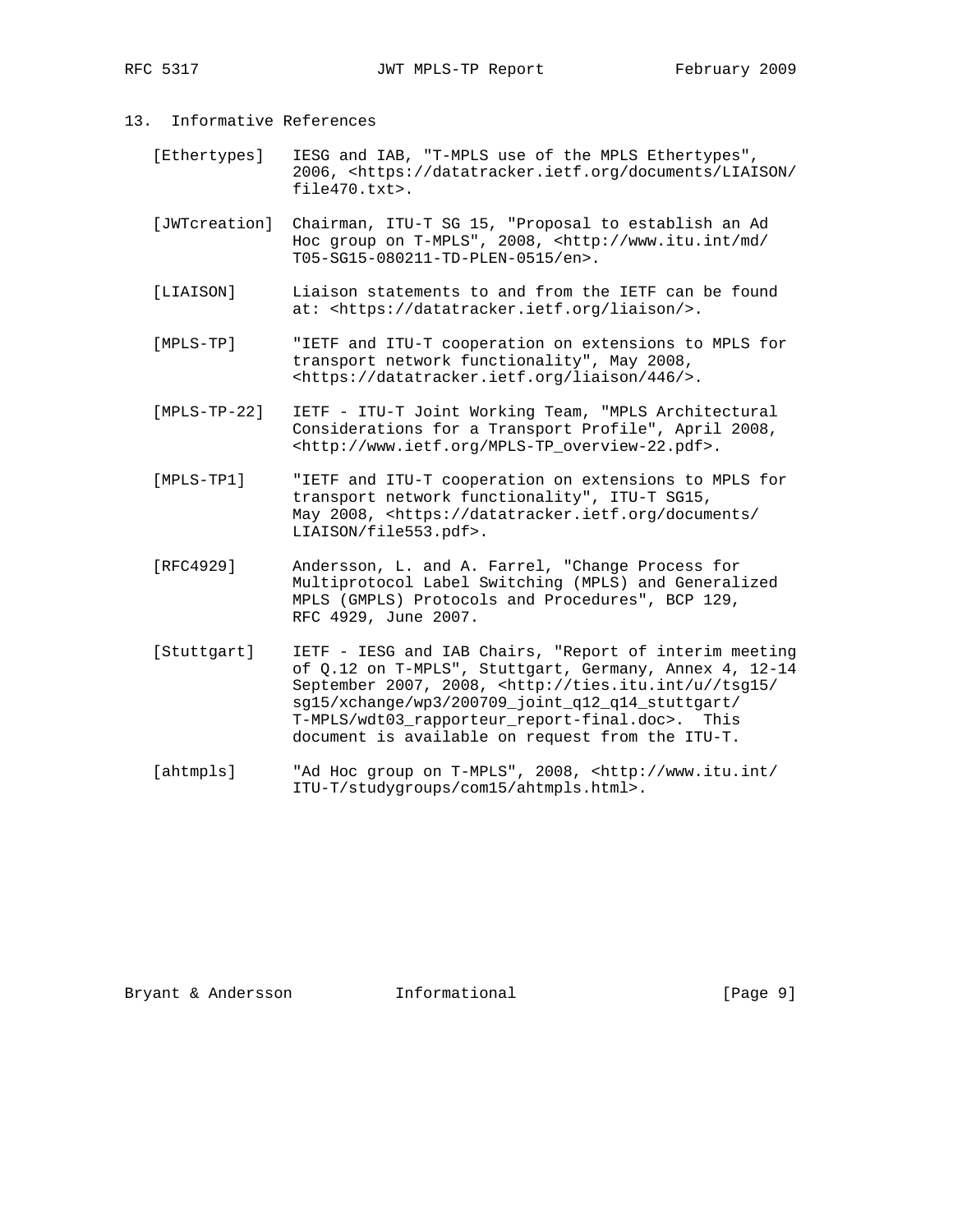## 13. Informative References

[Ethertypes] IESG and IAB, "T-MPLS use of the MPLS Ethertypes", 2006, <https://datatracker.ietf.org/documents/LIAISON/file470.txt>.

[JWTcreation] Chairman, ITU-T SG 15, "Proposal to establish an Ad Hoc group on T-MPLS", 2008, <http://www.itu.int/md/T05-SG15-080211-TD-PLEN-0515/en>.

[LIAISON] Liaison statements to and from the IETF can be found at: <https://datatracker.ietf.org/liaison/>.

[MPLS-TP] "IETF and ITU-T cooperation on extensions to MPLS for transport network functionality", May 2008, <https://datatracker.ietf.org/liaison/446/>.

[MPLS-TP-22] IETF - ITU-T Joint Working Team, "MPLS Architectural Considerations for a Transport Profile", April 2008, <http://www.ietf.org/MPLS-TP_overview-22.pdf>.

[MPLS-TP1] "IETF and ITU-T cooperation on extensions to MPLS for transport network functionality", ITU-T SG15, May 2008, <https://datatracker.ietf.org/documents/LIAISON/file553.pdf>.

[RFC4929] Andersson, L. and A. Farrel, "Change Process for Multiprotocol Label Switching (MPLS) and Generalized MPLS (GMPLS) Protocols and Procedures", BCP 129, RFC 4929, June 2007.

[Stuttgart] IETF - IESG and IAB Chairs, "Report of interim meeting of Q.12 on T-MPLS", Stuttgart, Germany, Annex 4, 12-14 September 2007, 2008, <http://ties.itu.int/u//tsg15/sg15/xchange/wp3/200709_joint_q12_q14_stuttgart/T-MPLS/wdt03_rapporteur_report-final.doc>. This document is available on request from the ITU-T.

[ahtmpls] "Ad Hoc group on T-MPLS", 2008, <http://www.itu.int/ITU-T/studygroups/com15/ahtmpls.html>.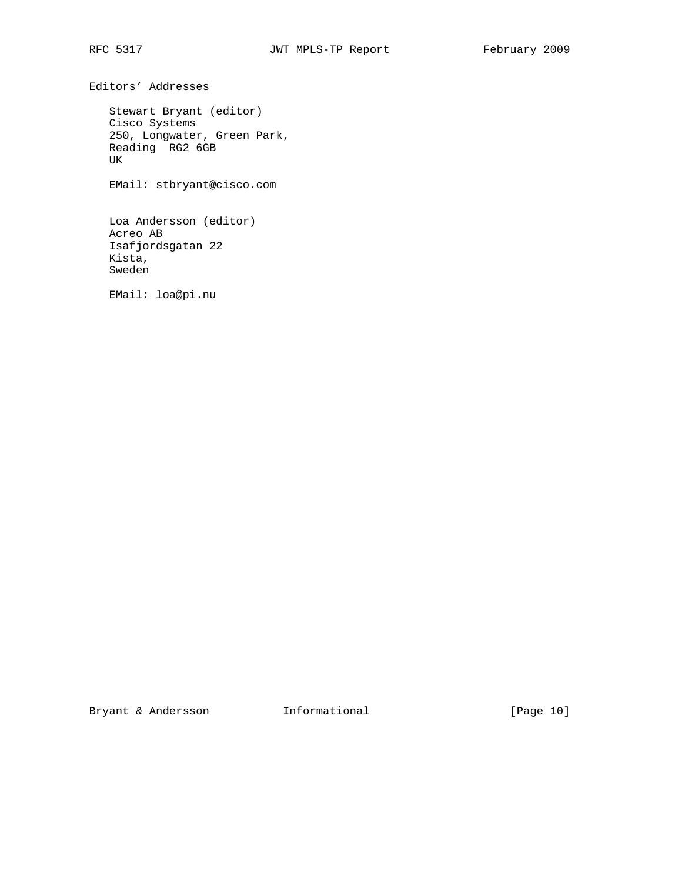## Editors' Addresses

Stewart Bryant (editor)
Cisco Systems
250, Longwater, Green Park,
Reading  RG2 6GB
UK

EMail: stbryant@cisco.com

Loa Andersson (editor)
Acreo AB
Isafjordsgatan 22
Kista,
Sweden

EMail: loa@pi.nu